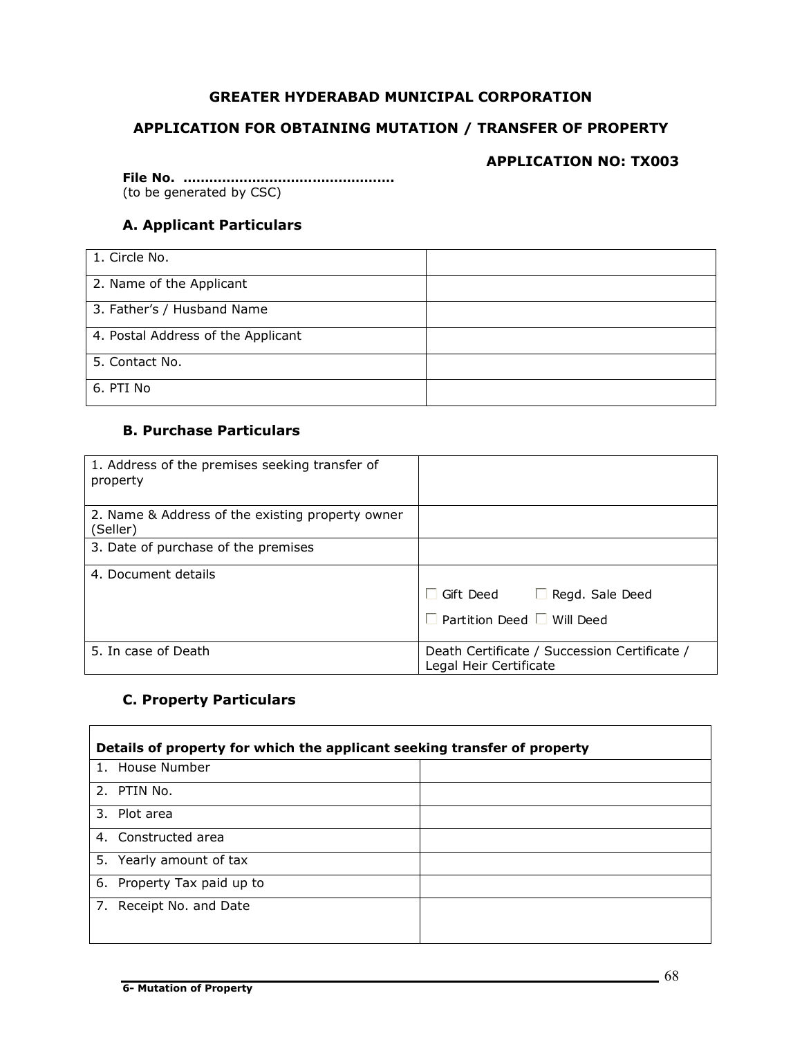**GREATER HYDERABAD MUNICIPAL CORPORATION**

**APPLICATION FOR OBTAINING MUTATION / TRANSFER OF PROPERTY**

**APPLICATION NO: TX003**

**File No. ……………………………………………**
(to be generated by CSC)

### A. Applicant Particulars

| | |
|---|---|
| 1. Circle No. | |
| 2. Name of the Applicant | |
| 3. Father's / Husband Name | |
| 4. Postal Address of the Applicant | |
| 5. Contact No. | |
| 6. PTI No | |

### B. Purchase Particulars

| | |
|---|---|
| 1. Address of the premises seeking transfer of property | |
| 2. Name & Address of the existing property owner (Seller) | |
| 3. Date of purchase of the premises | |
| 4. Document details | ☐ Gift Deed ☐ Regd. Sale Deed<br>☐ Partition Deed ☐ Will Deed |
| 5. In case of Death | Death Certificate / Succession Certificate / Legal Heir Certificate |

### C. Property Particulars

| **Details of property for which the applicant seeking transfer of property** | |
|---|---|
| 1. House Number | |
| 2. PTIN No. | |
| 3. Plot area | |
| 4. Constructed area | |
| 5. Yearly amount of tax | |
| 6. Property Tax paid up to | |
| 7. Receipt No. and Date | |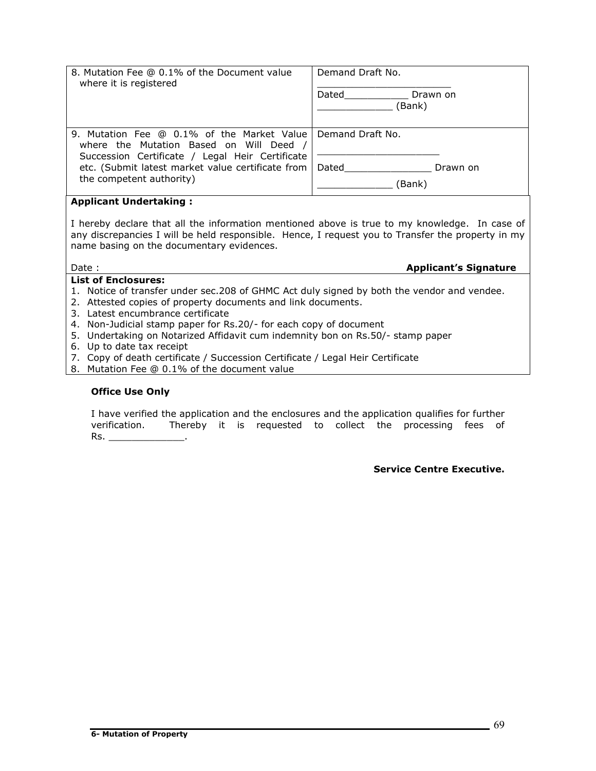| | |
|---|---|
| 8. Mutation Fee @ 0.1% of the Document value where it is registered | Demand Draft No. ________________________ Dated___________ Drawn on _____________ (Bank) |
| 9. Mutation Fee @ 0.1% of the Market Value where the Mutation Based on Will Deed / Succession Certificate / Legal Heir Certificate etc. (Submit latest market value certificate from the competent authority) | Demand Draft No. _____________________ Dated_______________ Drawn on _____________ (Bank) |

**Applicant Undertaking :**

I hereby declare that all the information mentioned above is true to my knowledge. In case of any discrepancies I will be held responsible. Hence, I request you to Transfer the property in my name basing on the documentary evidences.

Date : **Applicant's Signature**

**List of Enclosures:**

1. Notice of transfer under sec.208 of GHMC Act duly signed by both the vendor and vendee.
2. Attested copies of property documents and link documents.
3. Latest encumbrance certificate
4. Non-Judicial stamp paper for Rs.20/- for each copy of document
5. Undertaking on Notarized Affidavit cum indemnity bon on Rs.50/- stamp paper
6. Up to date tax receipt
7. Copy of death certificate / Succession Certificate / Legal Heir Certificate
8. Mutation Fee @ 0.1% of the document value

**Office Use Only**

I have verified the application and the enclosures and the application qualifies for further verification. Thereby it is requested to collect the processing fees of Rs. _____________.

**Service Centre Executive.**